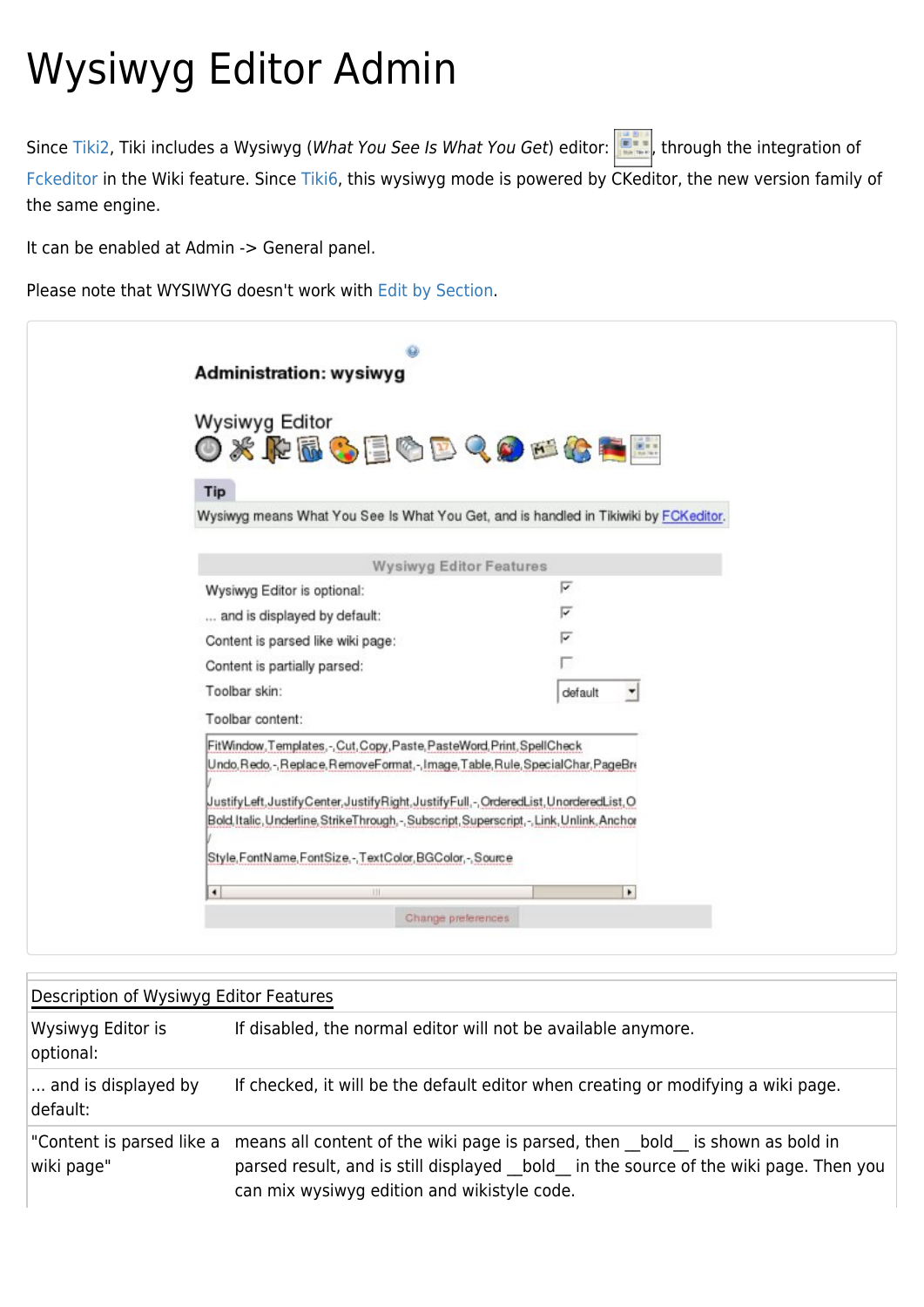# Wysiwyg Editor Admin

Since Tiki2, Tiki includes a Wysiwyg (*What You See Is What You Get*) editor: , through the integration of Fckeditor in the Wiki feature. Since Tiki6, this wysiwyg mode is powered by CKeditor, the new version family of the same engine.

It can be enabled at Admin -> General panel.

Please note that WYSIWYG doesn't work with Edit by Section.

| Description of Wysiwyg Editor Features | |
|---|---|
| Wysiwyg Editor is optional: | If disabled, the normal editor will not be available anymore. |
| ... and is displayed by default: | If checked, it will be the default editor when creating or modifying a wiki page. |
| "Content is parsed like a wiki page" | means all content of the wiki page is parsed, then __bold__ is shown as bold in parsed result, and is still displayed __bold__ in the source of the wiki page. Then you can mix wysiwyg edition and wikistyle code. |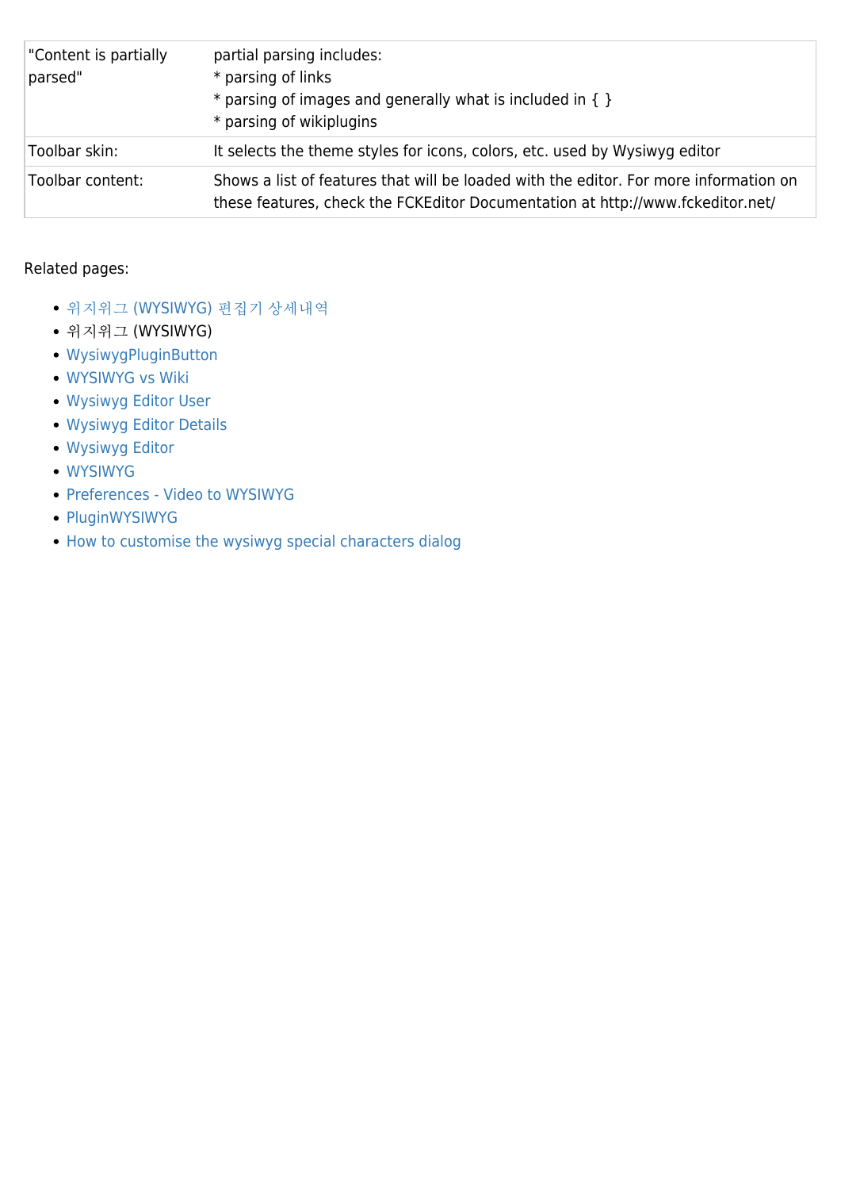| | |
|---|---|
| "Content is partially parsed" | partial parsing includes:<br>* parsing of links<br>* parsing of images and generally what is included in { }<br>* parsing of wikiplugins |
| Toolbar skin: | It selects the theme styles for icons, colors, etc. used by Wysiwyg editor |
| Toolbar content: | Shows a list of features that will be loaded with the editor. For more information on these features, check the FCKEditor Documentation at http://www.fckeditor.net/ |

Related pages:

- 위지위그 (WYSIWYG) 편집기 상세내역
- 위지위그 (WYSIWYG)
- WysiwygPluginButton
- WYSIWYG vs Wiki
- Wysiwyg Editor User
- Wysiwyg Editor Details
- Wysiwyg Editor
- WYSIWYG
- Preferences - Video to WYSIWYG
- PluginWYSIWYG
- How to customise the wysiwyg special characters dialog